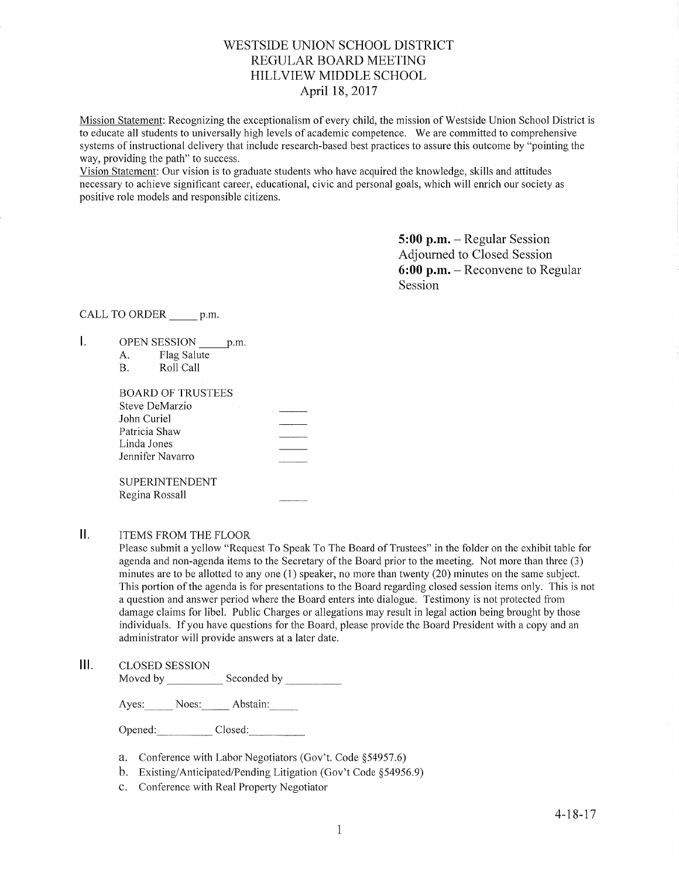# WESTSIDE UNION SCHOOL DISTRICT
## REGULAR BOARD MEETING
## HILLVIEW MIDDLE SCHOOL
## April 18, 2017

Mission Statement: Recognizing the exceptionalism of every child, the mission of Westside Union School District is to educate all students to universally high levels of academic competence. We are committed to comprehensive systems of instructional delivery that include research-based best practices to assure this outcome by "pointing the way, providing the path" to success.

Vision Statement: Our vision is to graduate students who have acquired the knowledge, skills and attitudes necessary to achieve significant career, educational, civic and personal goals, which will enrich our society as positive role models and responsible citizens.

**5:00 p.m.** – Regular Session Adjourned to Closed Session
**6:00 p.m.** – Reconvene to Regular Session

CALL TO ORDER _____ p.m.

I. OPEN SESSION _____ p.m.
   - A. Flag Salute
   - B. Roll Call

   BOARD OF TRUSTEES
   - Steve DeMarzio _____
   - John Curiel _____
   - Patricia Shaw _____
   - Linda Jones _____
   - Jennifer Navarro _____

   SUPERINTENDENT
   - Regina Rossall _____

II. ITEMS FROM THE FLOOR

Please submit a yellow "Request To Speak To The Board of Trustees" in the folder on the exhibit table for agenda and non-agenda items to the Secretary of the Board prior to the meeting. Not more than three (3) minutes are to be allotted to any one (1) speaker, no more than twenty (20) minutes on the same subject. This portion of the agenda is for presentations to the Board regarding closed session items only. This is not a question and answer period where the Board enters into dialogue. Testimony is not protected from damage claims for libel. Public Charges or allegations may result in legal action being brought by those individuals. If you have questions for the Board, please provide the Board President with a copy and an administrator will provide answers at a later date.

III. CLOSED SESSION

Moved by __________ Seconded by __________

Ayes:_____ Noes:_____ Abstain:_____

Opened:__________ Closed:__________

- a. Conference with Labor Negotiators (Gov't. Code §54957.6)
- b. Existing/Anticipated/Pending Litigation (Gov't Code §54956.9)
- c. Conference with Real Property Negotiator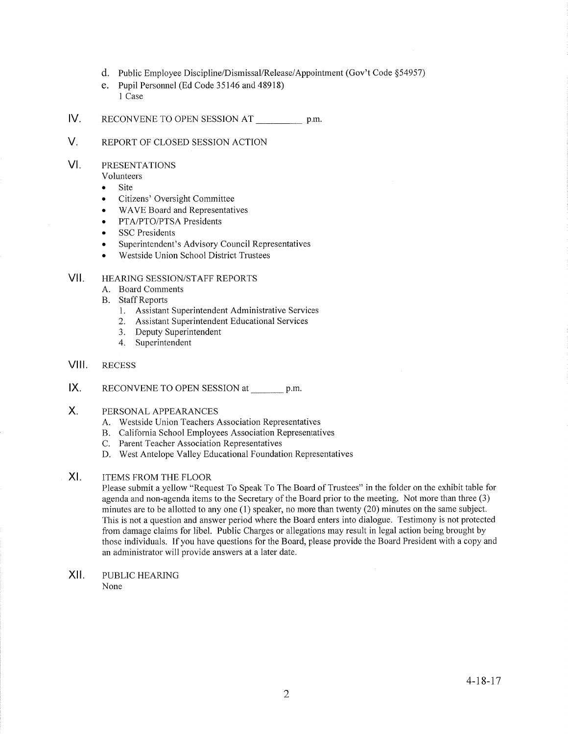d. Public Employee Discipline/Dismissal/Release/Appointment (Gov't Code §54957)

e. Pupil Personnel (Ed Code 35146 and 48918)
   1 Case

IV. RECONVENE TO OPEN SESSION AT _________ p.m.

V. REPORT OF CLOSED SESSION ACTION

VI. PRESENTATIONS

Volunteers

- Site
- Citizens' Oversight Committee
- WAVE Board and Representatives
- PTA/PTO/PTSA Presidents
- SSC Presidents
- Superintendent's Advisory Council Representatives
- Westside Union School District Trustees

VII. HEARING SESSION/STAFF REPORTS

A. Board Comments

B. Staff Reports

1. Assistant Superintendent Administrative Services
2. Assistant Superintendent Educational Services
3. Deputy Superintendent
4. Superintendent

VIII. RECESS

IX. RECONVENE TO OPEN SESSION at _______ p.m.

X. PERSONAL APPEARANCES

A. Westside Union Teachers Association Representatives

B. California School Employees Association Representatives

C. Parent Teacher Association Representatives

D. West Antelope Valley Educational Foundation Representatives

XI. ITEMS FROM THE FLOOR

Please submit a yellow "Request To Speak To The Board of Trustees" in the folder on the exhibit table for agenda and non-agenda items to the Secretary of the Board prior to the meeting. Not more than three (3) minutes are to be allotted to any one (1) speaker, no more than twenty (20) minutes on the same subject. This is not a question and answer period where the Board enters into dialogue. Testimony is not protected from damage claims for libel. Public Charges or allegations may result in legal action being brought by those individuals. If you have questions for the Board, please provide the Board President with a copy and an administrator will provide answers at a later date.

XII. PUBLIC HEARING

None

4-18-17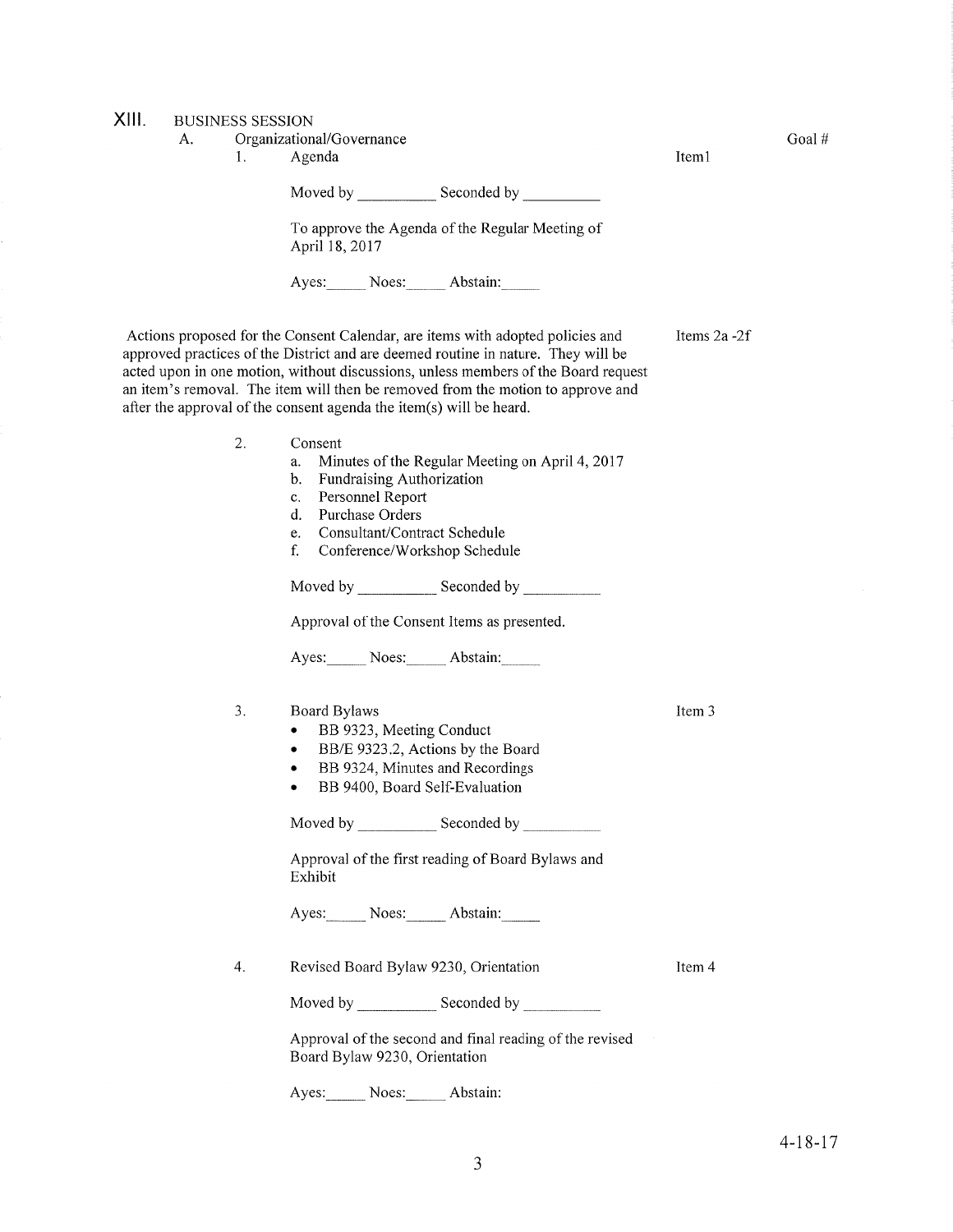# XIII. BUSINESS SESSION

## A. Organizational/Governance

Goal #

1. Agenda — Item1

   Moved by __________ Seconded by __________

   To approve the Agenda of the Regular Meeting of April 18, 2017

   Ayes:_____ Noes:_____ Abstain:_____

Actions proposed for the Consent Calendar, are items with adopted policies and approved practices of the District and are deemed routine in nature. They will be acted upon in one motion, without discussions, unless members of the Board request an item's removal. The item will then be removed from the motion to approve and after the approval of the consent agenda the item(s) will be heard. — Items 2a -2f

2. Consent
   a. Minutes of the Regular Meeting on April 4, 2017
   b. Fundraising Authorization
   c. Personnel Report
   d. Purchase Orders
   e. Consultant/Contract Schedule
   f. Conference/Workshop Schedule

   Moved by __________ Seconded by __________

   Approval of the Consent Items as presented.

   Ayes:_____ Noes:_____ Abstain:_____

3. Board Bylaws — Item 3
   - BB 9323, Meeting Conduct
   - BB/E 9323.2, Actions by the Board
   - BB 9324, Minutes and Recordings
   - BB 9400, Board Self-Evaluation

   Moved by __________ Seconded by __________

   Approval of the first reading of Board Bylaws and Exhibit

   Ayes:_____ Noes:_____ Abstain:_____

4. Revised Board Bylaw 9230, Orientation — Item 4

   Moved by __________ Seconded by __________

   Approval of the second and final reading of the revised Board Bylaw 9230, Orientation

   Ayes:_____ Noes:_____ Abstain:

4-18-17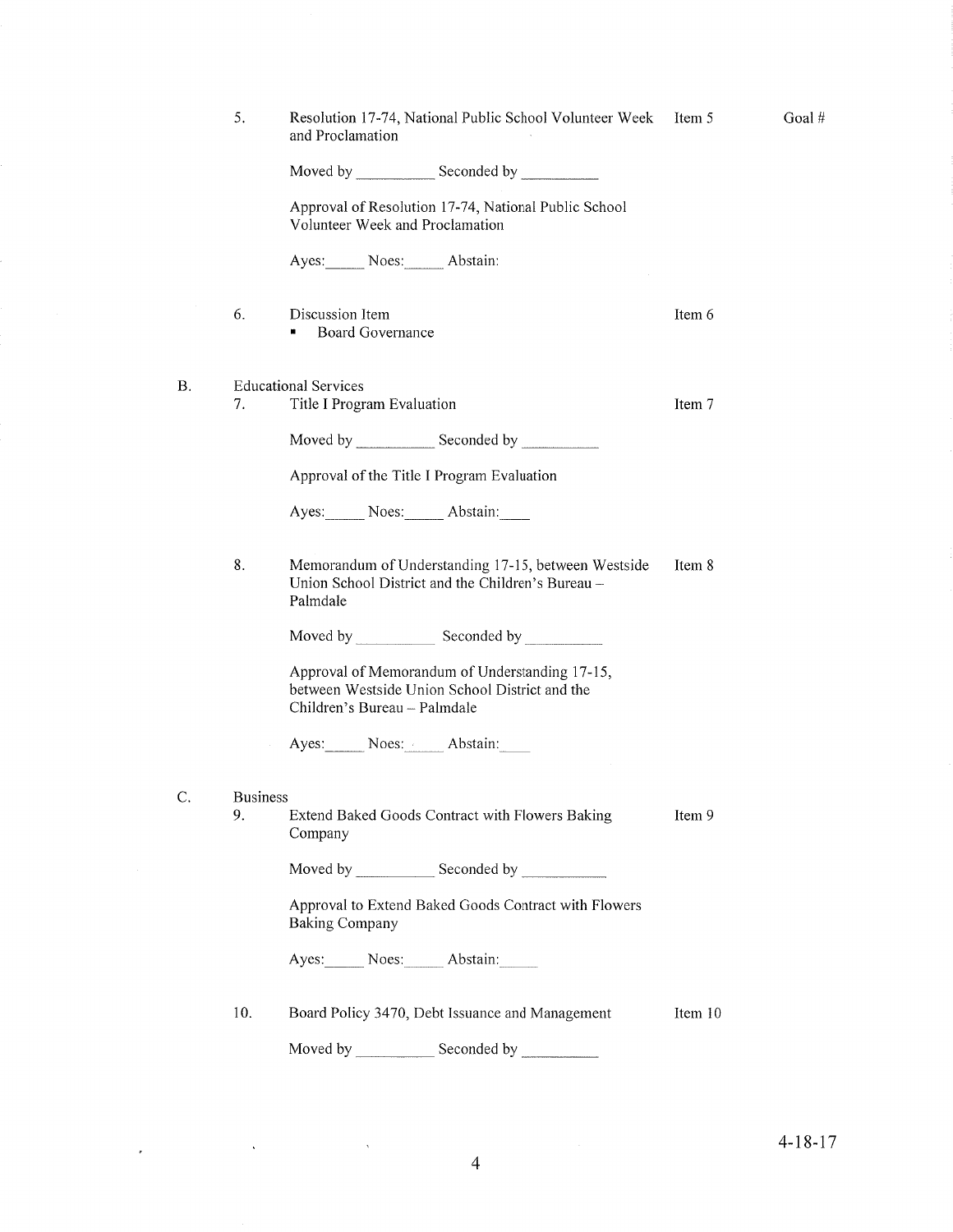5. Resolution 17-74, National Public School Volunteer Week and Proclamation — Item 5 — Goal #

   Moved by __________ Seconded by __________

   Approval of Resolution 17-74, National Public School Volunteer Week and Proclamation

   Ayes:_____ Noes:_____ Abstain:

6. Discussion Item — Item 6
   - Board Governance

B. Educational Services

7. Title I Program Evaluation — Item 7

   Moved by __________ Seconded by __________

   Approval of the Title I Program Evaluation

   Ayes:_____ Noes:_____ Abstain:____

8. Memorandum of Understanding 17-15, between Westside Union School District and the Children's Bureau – Palmdale — Item 8

   Moved by __________ Seconded by __________

   Approval of Memorandum of Understanding 17-15, between Westside Union School District and the Children's Bureau – Palmdale

   Ayes:_____ Noes:_____ Abstain:____

C. Business

9. Extend Baked Goods Contract with Flowers Baking Company — Item 9

   Moved by __________ Seconded by __________

   Approval to Extend Baked Goods Contract with Flowers Baking Company

   Ayes:_____ Noes:_____ Abstain:_____

10. Board Policy 3470, Debt Issuance and Management — Item 10

    Moved by __________ Seconded by __________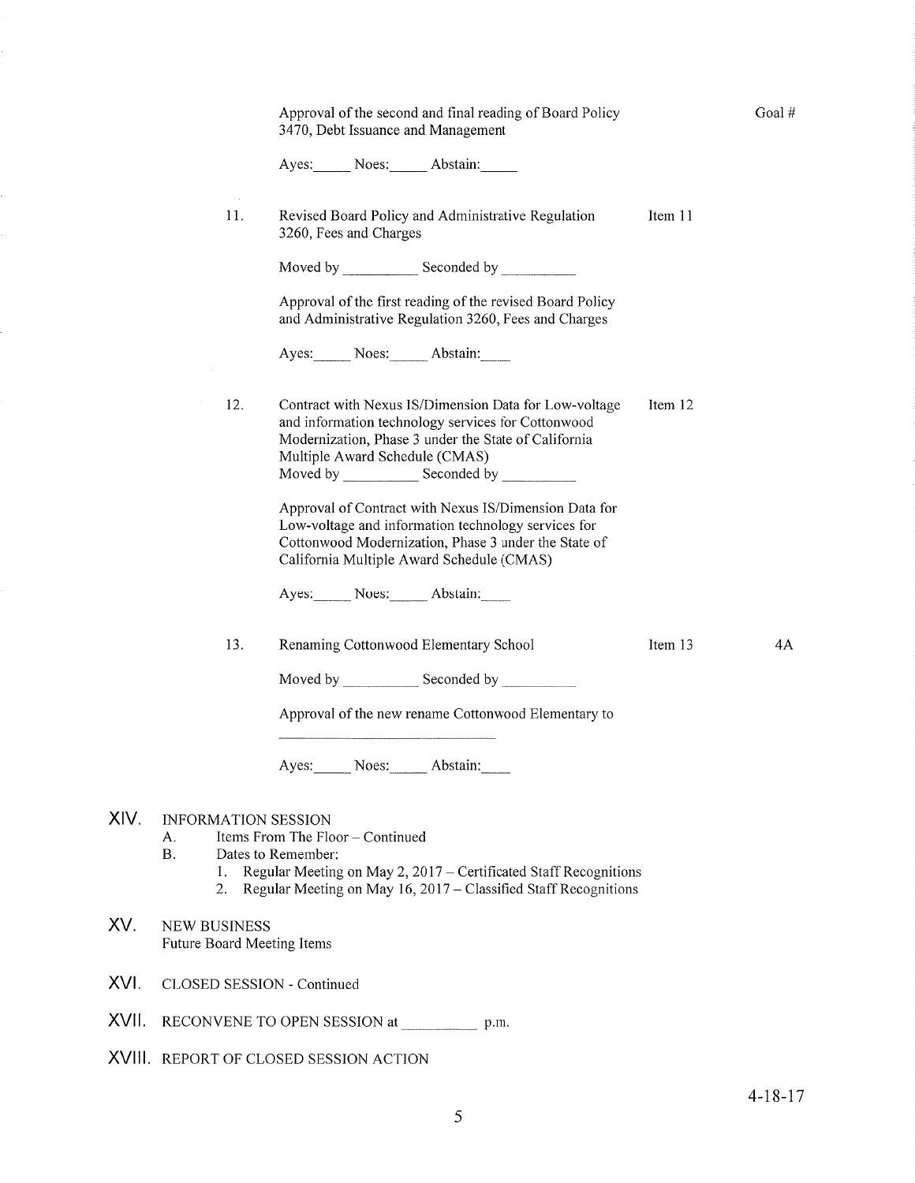Approval of the second and final reading of Board Policy 3470, Debt Issuance and Management — Goal #

Ayes:_____ Noes:_____ Abstain:_____

11. Revised Board Policy and Administrative Regulation 3260, Fees and Charges — Item 11

Moved by __________ Seconded by __________

Approval of the first reading of the revised Board Policy and Administrative Regulation 3260, Fees and Charges

Ayes:_____ Noes:_____ Abstain:____

12. Contract with Nexus IS/Dimension Data for Low-voltage and information technology services for Cottonwood Modernization, Phase 3 under the State of California Multiple Award Schedule (CMAS) — Item 12

Moved by __________ Seconded by __________

Approval of Contract with Nexus IS/Dimension Data for Low-voltage and information technology services for Cottonwood Modernization, Phase 3 under the State of California Multiple Award Schedule (CMAS)

Ayes:_____ Noes:_____ Abstain:____

13. Renaming Cottonwood Elementary School — Item 13 — 4A

Moved by __________ Seconded by __________

Approval of the new rename Cottonwood Elementary to

______________________________

Ayes:_____ Noes:_____ Abstain:____

## XIV. INFORMATION SESSION

A. Items From The Floor – Continued

B. Dates to Remember:

1. Regular Meeting on May 2, 2017 – Certificated Staff Recognitions
2. Regular Meeting on May 16, 2017 – Classified Staff Recognitions

## XV. NEW BUSINESS

Future Board Meeting Items

## XVI. CLOSED SESSION - Continued

## XVII. RECONVENE TO OPEN SESSION at __________ p.m.

## XVIII. REPORT OF CLOSED SESSION ACTION

4-18-17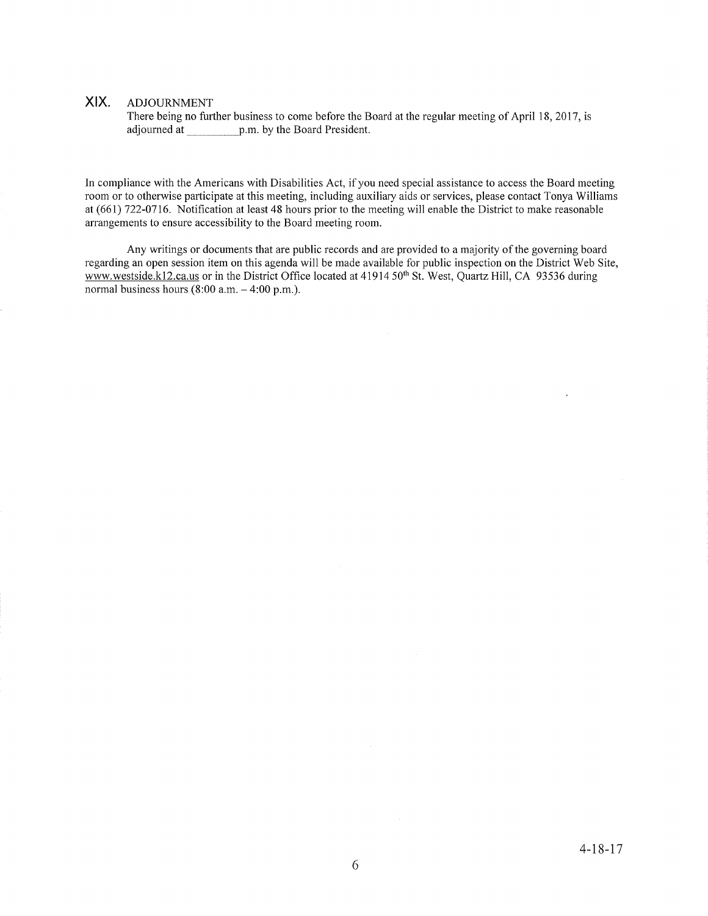## XIX. ADJOURNMENT

There being no further business to come before the Board at the regular meeting of April 18, 2017, is adjourned at \_\_\_\_\_\_\_\_\_\_p.m. by the Board President.

In compliance with the Americans with Disabilities Act, if you need special assistance to access the Board meeting room or to otherwise participate at this meeting, including auxiliary aids or services, please contact Tonya Williams at (661) 722-0716. Notification at least 48 hours prior to the meeting will enable the District to make reasonable arrangements to ensure accessibility to the Board meeting room.

Any writings or documents that are public records and are provided to a majority of the governing board regarding an open session item on this agenda will be made available for public inspection on the District Web Site, www.westside.k12.ca.us or in the District Office located at 41914 50th St. West, Quartz Hill, CA 93536 during normal business hours (8:00 a.m. – 4:00 p.m.).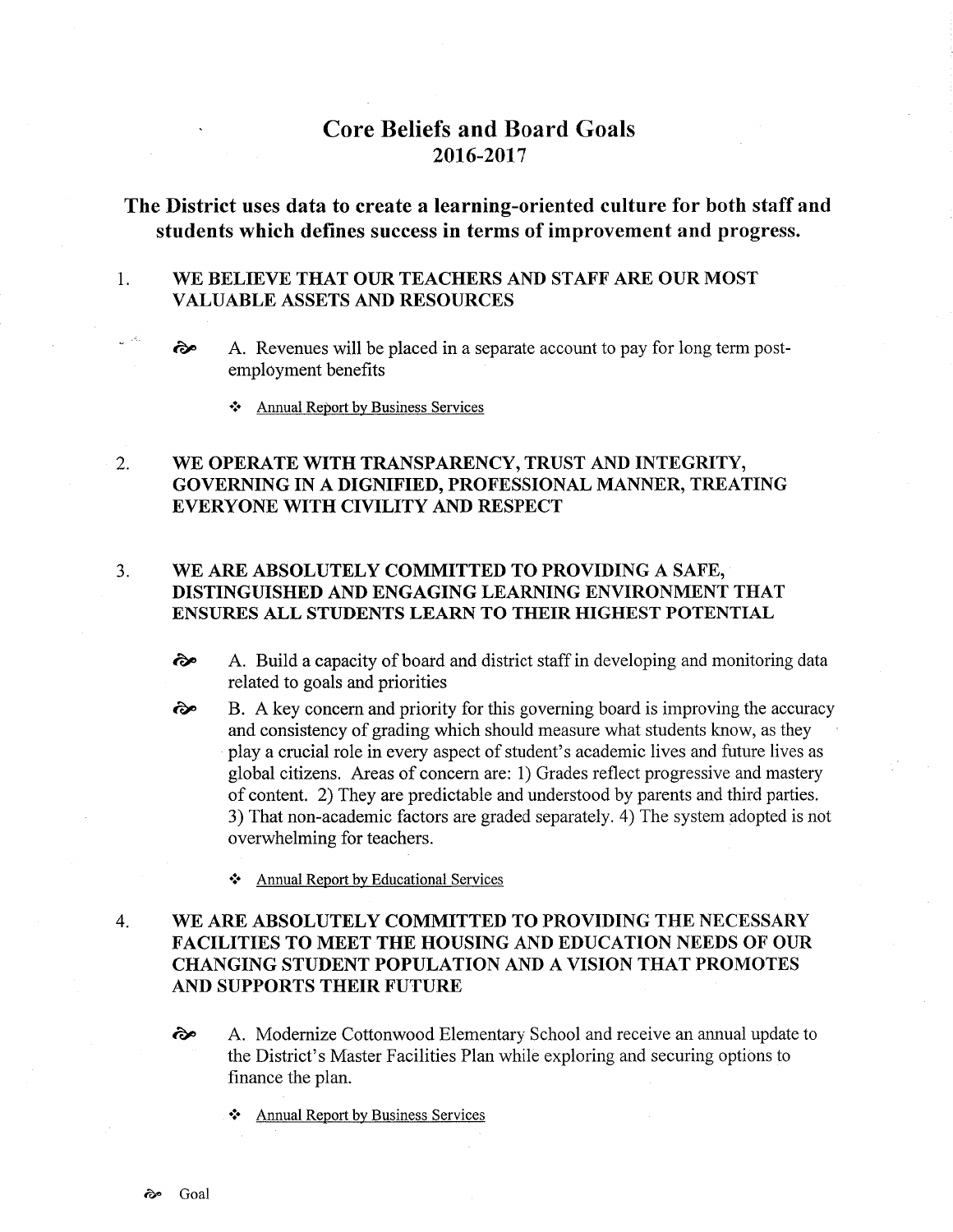# Core Beliefs and Board Goals
## 2016-2017

**The District uses data to create a learning-oriented culture for both staff and students which defines success in terms of improvement and progress.**

1. **WE BELIEVE THAT OUR TEACHERS AND STAFF ARE OUR MOST VALUABLE ASSETS AND RESOURCES**

    ⚭ A. Revenues will be placed in a separate account to pay for long term post-employment benefits

    - Annual Report by Business Services

2. **WE OPERATE WITH TRANSPARENCY, TRUST AND INTEGRITY, GOVERNING IN A DIGNIFIED, PROFESSIONAL MANNER, TREATING EVERYONE WITH CIVILITY AND RESPECT**

3. **WE ARE ABSOLUTELY COMMITTED TO PROVIDING A SAFE, DISTINGUISHED AND ENGAGING LEARNING ENVIRONMENT THAT ENSURES ALL STUDENTS LEARN TO THEIR HIGHEST POTENTIAL**

    ⚭ A. Build a capacity of board and district staff in developing and monitoring data related to goals and priorities

    ⚭ B. A key concern and priority for this governing board is improving the accuracy and consistency of grading which should measure what students know, as they play a crucial role in every aspect of student's academic lives and future lives as global citizens. Areas of concern are: 1) Grades reflect progressive and mastery of content. 2) They are predictable and understood by parents and third parties. 3) That non-academic factors are graded separately. 4) The system adopted is not overwhelming for teachers.

    - Annual Report by Educational Services

4. **WE ARE ABSOLUTELY COMMITTED TO PROVIDING THE NECESSARY FACILITIES TO MEET THE HOUSING AND EDUCATION NEEDS OF OUR CHANGING STUDENT POPULATION AND A VISION THAT PROMOTES AND SUPPORTS THEIR FUTURE**

    ⚭ A. Modernize Cottonwood Elementary School and receive an annual update to the District's Master Facilities Plan while exploring and securing options to finance the plan.

    - Annual Report by Business Services

⚭ Goal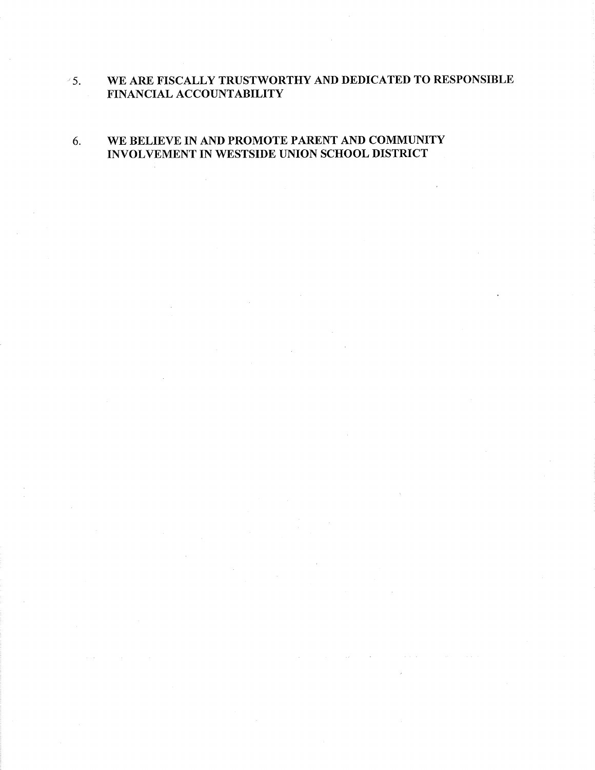5. **WE ARE FISCALLY TRUSTWORTHY AND DEDICATED TO RESPONSIBLE FINANCIAL ACCOUNTABILITY**

6. **WE BELIEVE IN AND PROMOTE PARENT AND COMMUNITY INVOLVEMENT IN WESTSIDE UNION SCHOOL DISTRICT**